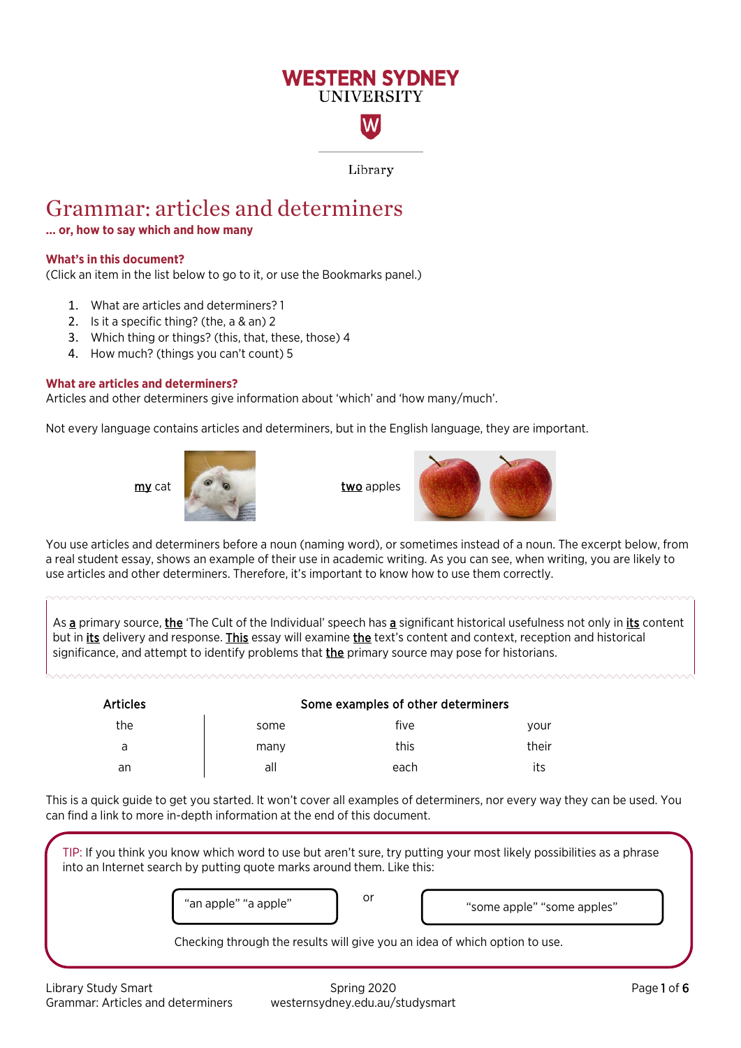Library

# Grammar: articles and determiners

**... or, how to say which and how many**

### What's in this document?

(Click an item in the list below to go to it, or use the Bookmarks panel.)

1. What are articles and determiners? 1
2. Is it a specific thing? (the, a & an) 2
3. Which thing or things? (this, that, these, those) 4
4. How much? (things you can't count) 5

### What are articles and determiners?

Articles and other determiners give information about 'which' and 'how many/much'.

Not every language contains articles and determiners, but in the English language, they are important.

**my** cat

**two** apples

You use articles and determiners before a noun (naming word), or sometimes instead of a noun. The excerpt below, from a real student essay, shows an example of their use in academic writing. As you can see, when writing, you are likely to use articles and other determiners. Therefore, it's important to know how to use them correctly.

> As **a** primary source, **the** 'The Cult of the Individual' speech has **a** significant historical usefulness not only in **its** content but in **its** delivery and response. **This** essay will examine **the** text's content and context, reception and historical significance, and attempt to identify problems that **the** primary source may pose for historians.

| Articles | Some examples of other determiners | | |
|---|---|---|---|
| the | some | five | your |
| a | many | this | their |
| an | all | each | its |

This is a quick guide to get you started. It won't cover all examples of determiners, nor every way they can be used. You can find a link to more in-depth information at the end of this document.

> TIP: If you think you know which word to use but aren't sure, try putting your most likely possibilities as a phrase into an Internet search by putting quote marks around them. Like this:
>
> "an apple" "a apple" or "some apple" "some apples"
>
> Checking through the results will give you an idea of which option to use.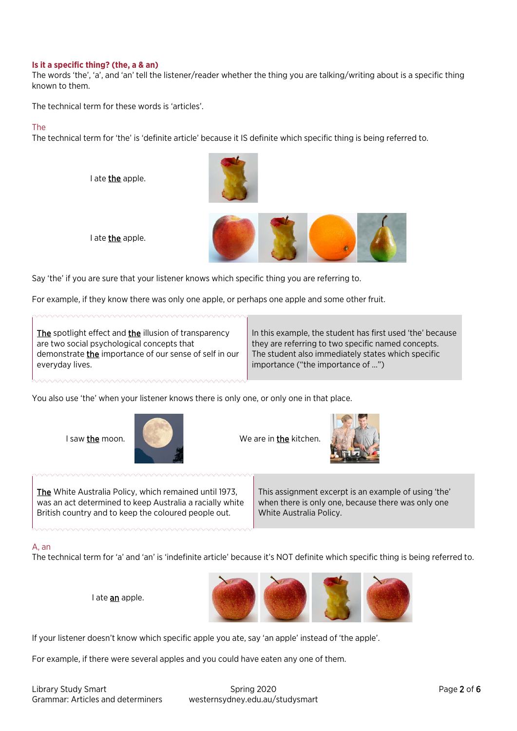### Is it a specific thing? (the, a & an)

The words 'the', 'a', and 'an' tell the listener/reader whether the thing you are talking/writing about is a specific thing known to them.

The technical term for these words is 'articles'.

#### The

The technical term for 'the' is 'definite article' because it IS definite which specific thing is being referred to.

I ate **the** apple.

I ate **the** apple.

Say 'the' if you are sure that your listener knows which specific thing you are referring to.

For example, if they know there was only one apple, or perhaps one apple and some other fruit.

| | |
|---|---|
| **The** spotlight effect and **the** illusion of transparency are two social psychological concepts that demonstrate **the** importance of our sense of self in our everyday lives. | In this example, the student has first used 'the' because they are referring to two specific named concepts. The student also immediately states which specific importance ("the importance of …") |

You also use 'the' when your listener knows there is only one, or only one in that place.

I saw **the** moon.

We are in **the** kitchen.

| | |
|---|---|
| **The** White Australia Policy, which remained until 1973, was an act determined to keep Australia a racially white British country and to keep the coloured people out. | This assignment excerpt is an example of using 'the' when there is only one, because there was only one White Australia Policy. |

#### A, an

The technical term for 'a' and 'an' is 'indefinite article' because it's NOT definite which specific thing is being referred to.

I ate **an** apple.

If your listener doesn't know which specific apple you ate, say 'an apple' instead of 'the apple'.

For example, if there were several apples and you could have eaten any one of them.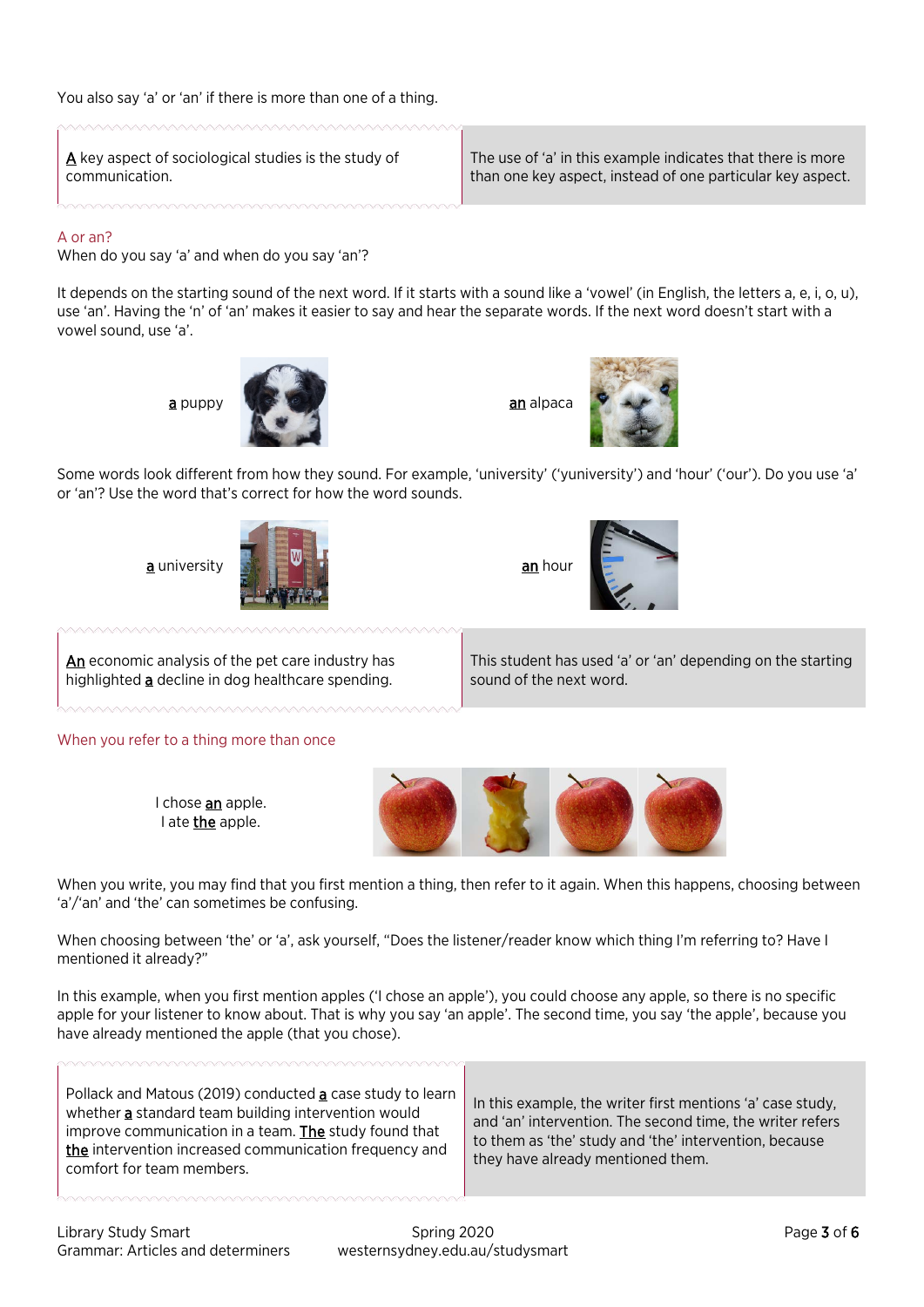You also say 'a' or 'an' if there is more than one of a thing.

| | |
|---|---|
| <u>A</u> key aspect of sociological studies is the study of communication. | The use of 'a' in this example indicates that there is more than one key aspect, instead of one particular key aspect. |

## A or an?

When do you say 'a' and when do you say 'an'?

It depends on the starting sound of the next word. If it starts with a sound like a 'vowel' (in English, the letters a, e, i, o, u), use 'an'. Having the 'n' of 'an' makes it easier to say and hear the separate words. If the next word doesn't start with a vowel sound, use 'a'.

<u>a</u> puppy

<u>an</u> alpaca

Some words look different from how they sound. For example, 'university' ('yuniversity') and 'hour' ('our'). Do you use 'a' or 'an'? Use the word that's correct for how the word sounds.

<u>a</u> university

<u>an</u> hour

| | |
|---|---|
| <u>An</u> economic analysis of the pet care industry has highlighted <u>a</u> decline in dog healthcare spending. | This student has used 'a' or 'an' depending on the starting sound of the next word. |

## When you refer to a thing more than once

I chose <u>an</u> apple.
I ate <u>the</u> apple.

When you write, you may find that you first mention a thing, then refer to it again. When this happens, choosing between 'a'/'an' and 'the' can sometimes be confusing.

When choosing between 'the' or 'a', ask yourself, "Does the listener/reader know which thing I'm referring to? Have I mentioned it already?"

In this example, when you first mention apples ('I chose an apple'), you could choose any apple, so there is no specific apple for your listener to know about. That is why you say 'an apple'. The second time, you say 'the apple', because you have already mentioned the apple (that you chose).

| | |
|---|---|
| Pollack and Matous (2019) conducted <u>a</u> case study to learn whether <u>a</u> standard team building intervention would improve communication in a team. <u>The</u> study found that <u>the</u> intervention increased communication frequency and comfort for team members. | In this example, the writer first mentions 'a' case study, and 'an' intervention. The second time, the writer refers to them as 'the' study and 'the' intervention, because they have already mentioned them. |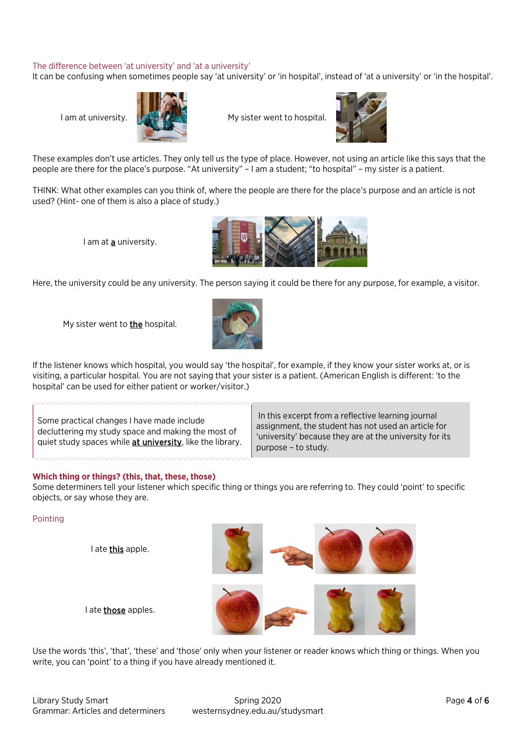### The difference between 'at university' and 'at a university'

It can be confusing when sometimes people say 'at university' or 'in hospital', instead of 'at a university' or 'in the hospital'.

I am at university.

My sister went to hospital.

These examples don't use articles. They only tell us the type of place. However, not using an article like this says that the people are there for the place's purpose. "At university" – I am a student; "to hospital" – my sister is a patient.

THINK: What other examples can you think of, where the people are there for the place's purpose and an article is not used? (Hint- one of them is also a place of study.)

I am at <u>a</u> university.

Here, the university could be any university. The person saying it could be there for any purpose, for example, a visitor.

My sister went to <u>the</u> hospital.

If the listener knows which hospital, you would say 'the hospital', for example, if they know your sister works at, or is visiting, a particular hospital. You are not saying that your sister is a patient. (American English is different: 'to the hospital' can be used for either patient or worker/visitor.)

> Some practical changes I have made include decluttering my study space and making the most of quiet study spaces while **<u>at university</u>**, like the library.

In this excerpt from a reflective learning journal assignment, the student has not used an article for 'university' because they are at the university for its purpose – to study.

## Which thing or things? (this, that, these, those)

Some determiners tell your listener which specific thing or things you are referring to. They could 'point' to specific objects, or say whose they are.

### Pointing

I ate <u>this</u> apple.

I ate <u>those</u> apples.

Use the words 'this', 'that', 'these' and 'those' only when your listener or reader knows which thing or things. When you write, you can 'point' to a thing if you have already mentioned it.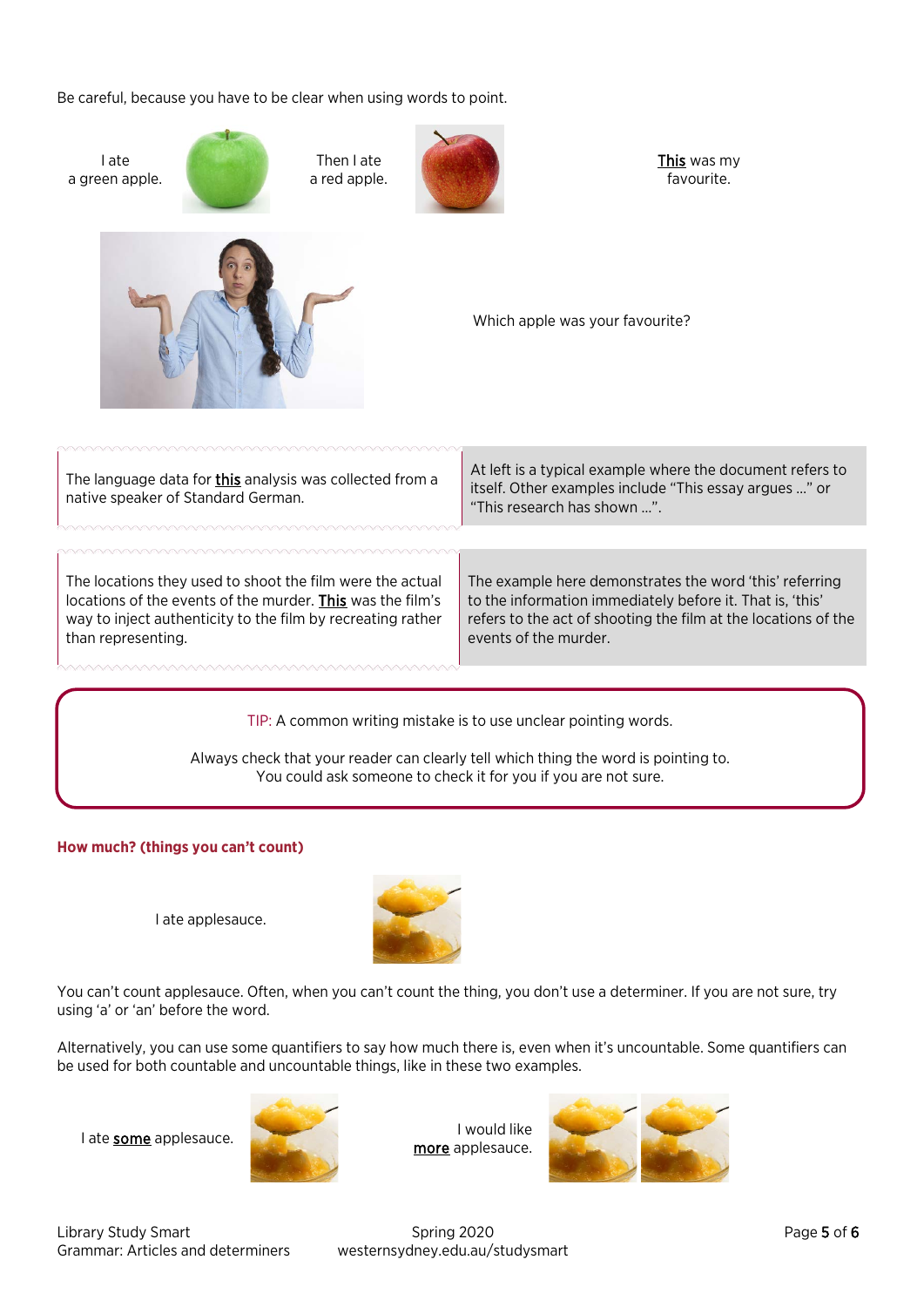Be careful, because you have to be clear when using words to point.

I ate a green apple.

Then I ate a red apple.

<u>This</u> was my favourite.

Which apple was your favourite?

| | |
|---|---|
| The language data for **<u>this</u>** analysis was collected from a native speaker of Standard German. | At left is a typical example where the document refers to itself. Other examples include "This essay argues …" or "This research has shown …". |

| | |
|---|---|
| The locations they used to shoot the film were the actual locations of the events of the murder. **<u>This</u>** was the film's way to inject authenticity to the film by recreating rather than representing. | The example here demonstrates the word 'this' referring to the information immediately before it. That is, 'this' refers to the act of shooting the film at the locations of the events of the murder. |

> TIP: A common writing mistake is to use unclear pointing words.
>
> Always check that your reader can clearly tell which thing the word is pointing to. You could ask someone to check it for you if you are not sure.

### How much? (things you can't count)

I ate applesauce.

You can't count applesauce. Often, when you can't count the thing, you don't use a determiner. If you are not sure, try using 'a' or 'an' before the word.

Alternatively, you can use some quantifiers to say how much there is, even when it's uncountable. Some quantifiers can be used for both countable and uncountable things, like in these two examples.

I ate **<u>some</u>** applesauce.

I would like **<u>more</u>** applesauce.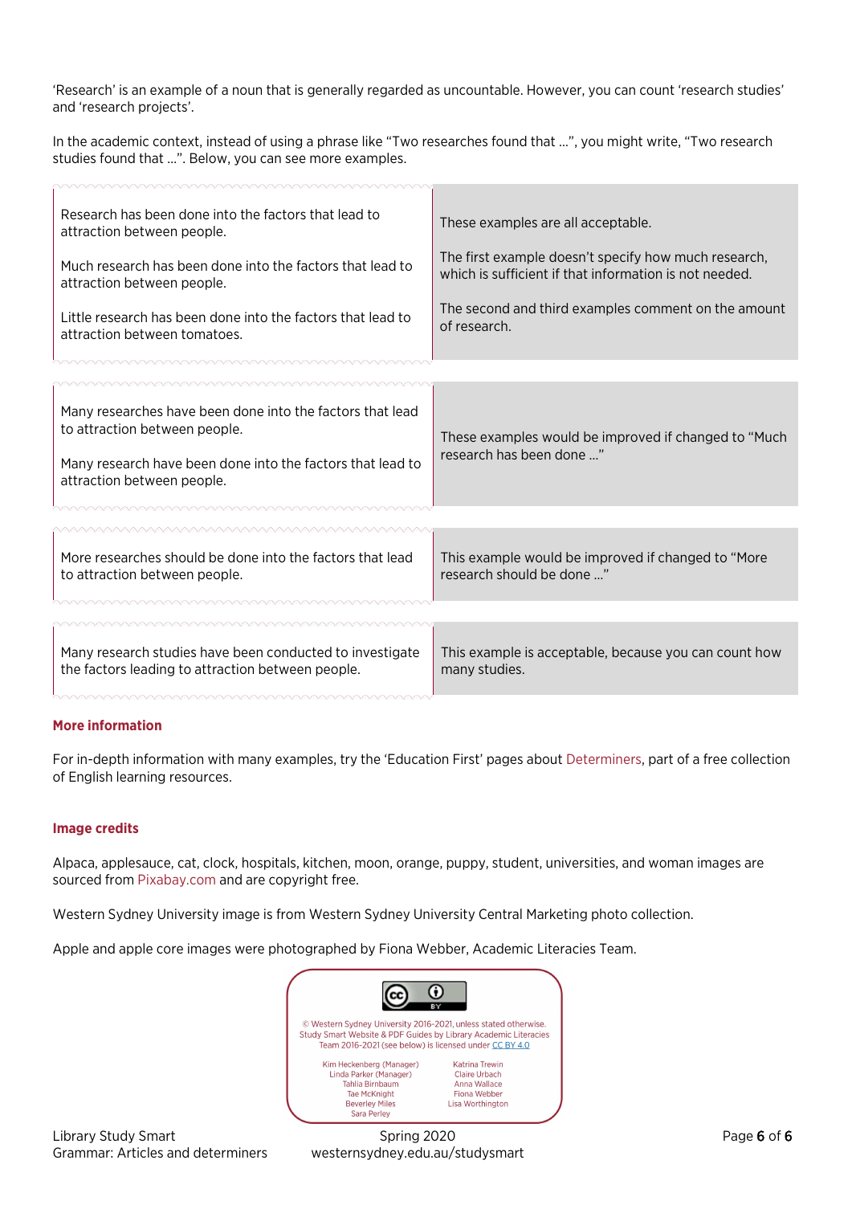'Research' is an example of a noun that is generally regarded as uncountable. However, you can count 'research studies' and 'research projects'.

In the academic context, instead of using a phrase like "Two researches found that …", you might write, "Two research studies found that …". Below, you can see more examples.

| | |
|---|---|
| Research has been done into the factors that lead to attraction between people.<br><br>Much research has been done into the factors that lead to attraction between people.<br><br>Little research has been done into the factors that lead to attraction between tomatoes. | These examples are all acceptable.<br><br>The first example doesn't specify how much research, which is sufficient if that information is not needed.<br><br>The second and third examples comment on the amount of research. |
| Many researches have been done into the factors that lead to attraction between people.<br><br>Many research have been done into the factors that lead to attraction between people. | These examples would be improved if changed to "Much research has been done …" |
| More researches should be done into the factors that lead to attraction between people. | This example would be improved if changed to "More research should be done …" |
| Many research studies have been conducted to investigate the factors leading to attraction between people. | This example is acceptable, because you can count how many studies. |

## More information

For in-depth information with many examples, try the 'Education First' pages about Determiners, part of a free collection of English learning resources.

## Image credits

Alpaca, applesauce, cat, clock, hospitals, kitchen, moon, orange, puppy, student, universities, and woman images are sourced from Pixabay.com and are copyright free.

Western Sydney University image is from Western Sydney University Central Marketing photo collection.

Apple and apple core images were photographed by Fiona Webber, Academic Literacies Team.

© Western Sydney University 2016-2021, unless stated otherwise.
Study Smart Website & PDF Guides by Library Academic Literacies Team 2016-2021 (see below) is licensed under CC BY 4.0

Kim Heckenberg (Manager)
Linda Parker (Manager)
Tahlia Birnbaum
Tae McKnight
Beverley Miles
Sara Perley
Katrina Trewin
Claire Urbach
Anna Wallace
Fiona Webber
Lisa Worthington

Library Study Smart
Grammar: Articles and determiners

Spring 2020
westernsydney.edu.au/studysmart